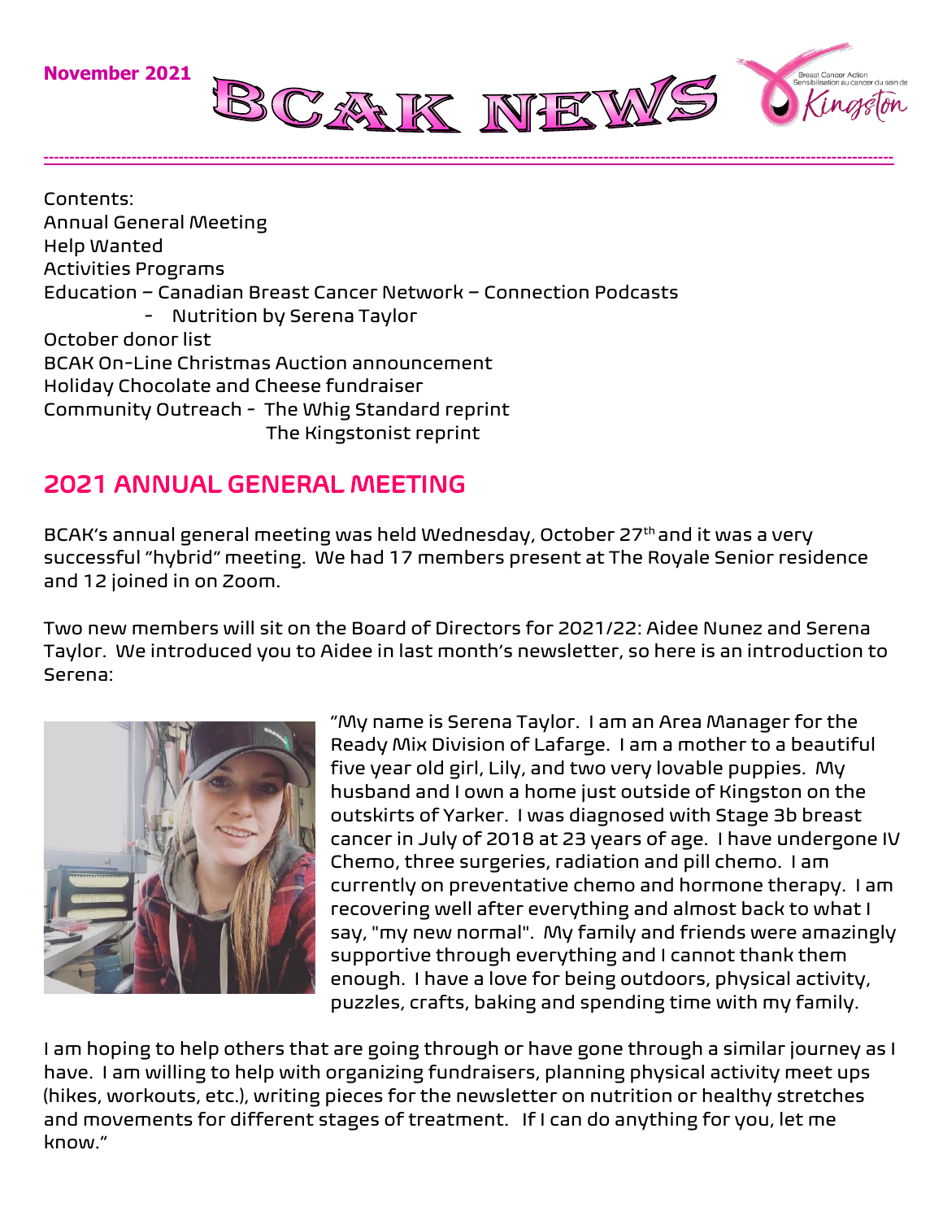November 2021

# BCAK NEWS

Breast Cancer Action Sensibilisation au cancer du sein de Kingston

Contents:
Annual General Meeting
Help Wanted
Activities Programs
Education – Canadian Breast Cancer Network – Connection Podcasts
- Nutrition by Serena Taylor

October donor list
BCAK On-Line Christmas Auction announcement
Holiday Chocolate and Cheese fundraiser
Community Outreach - The Whig Standard reprint
The Kingstonist reprint

## 2021 ANNUAL GENERAL MEETING

BCAK's annual general meeting was held Wednesday, October 27th and it was a very successful "hybrid" meeting. We had 17 members present at The Royale Senior residence and 12 joined in on Zoom.

Two new members will sit on the Board of Directors for 2021/22: Aidee Nunez and Serena Taylor. We introduced you to Aidee in last month's newsletter, so here is an introduction to Serena:

"My name is Serena Taylor. I am an Area Manager for the Ready Mix Division of Lafarge. I am a mother to a beautiful five year old girl, Lily, and two very lovable puppies. My husband and I own a home just outside of Kingston on the outskirts of Yarker. I was diagnosed with Stage 3b breast cancer in July of 2018 at 23 years of age. I have undergone IV Chemo, three surgeries, radiation and pill chemo. I am currently on preventative chemo and hormone therapy. I am recovering well after everything and almost back to what I say, "my new normal". My family and friends were amazingly supportive through everything and I cannot thank them enough. I have a love for being outdoors, physical activity, puzzles, crafts, baking and spending time with my family.

I am hoping to help others that are going through or have gone through a similar journey as I have. I am willing to help with organizing fundraisers, planning physical activity meet ups (hikes, workouts, etc.), writing pieces for the newsletter on nutrition or healthy stretches and movements for different stages of treatment. If I can do anything for you, let me know."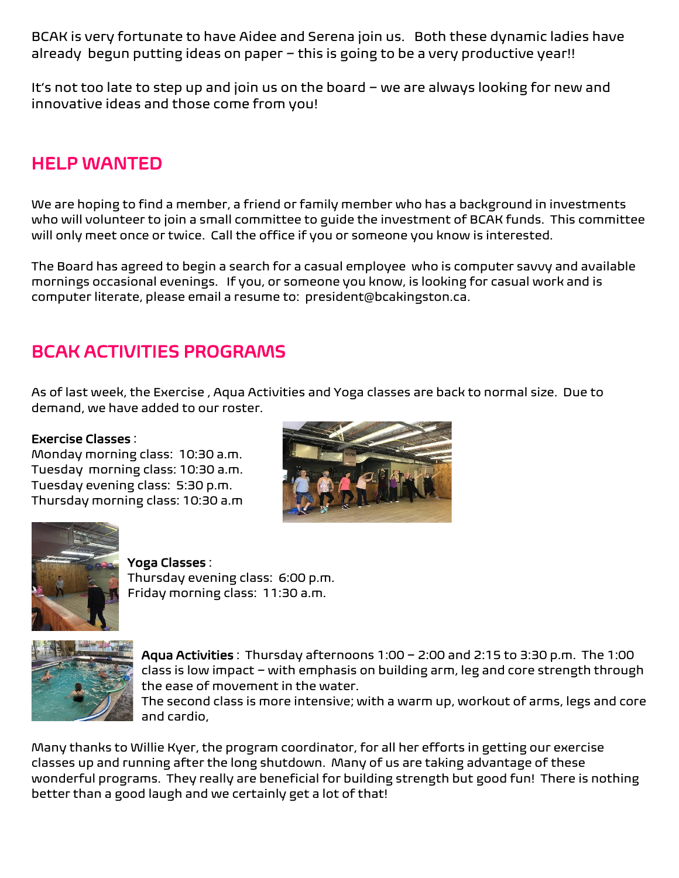BCAK is very fortunate to have Aidee and Serena join us. Both these dynamic ladies have already begun putting ideas on paper – this is going to be a very productive year!!

It's not too late to step up and join us on the board – we are always looking for new and innovative ideas and those come from you!

## HELP WANTED

We are hoping to find a member, a friend or family member who has a background in investments who will volunteer to join a small committee to guide the investment of BCAK funds. This committee will only meet once or twice. Call the office if you or someone you know is interested.

The Board has agreed to begin a search for a casual employee who is computer savvy and available mornings occasional evenings. If you, or someone you know, is looking for casual work and is computer literate, please email a resume to: president@bcakingston.ca.

## BCAK ACTIVITIES PROGRAMS

As of last week, the Exercise , Aqua Activities and Yoga classes are back to normal size. Due to demand, we have added to our roster.

**Exercise Classes** :
Monday morning class: 10:30 a.m.
Tuesday morning class: 10:30 a.m.
Tuesday evening class: 5:30 p.m.
Thursday morning class: 10:30 a.m

**Yoga Classes** :
Thursday evening class: 6:00 p.m.
Friday morning class: 11:30 a.m.

**Aqua Activities** : Thursday afternoons 1:00 – 2:00 and 2:15 to 3:30 p.m. The 1:00 class is low impact – with emphasis on building arm, leg and core strength through the ease of movement in the water.
The second class is more intensive; with a warm up, workout of arms, legs and core and cardio,

Many thanks to Willie Kyer, the program coordinator, for all her efforts in getting our exercise classes up and running after the long shutdown. Many of us are taking advantage of these wonderful programs. They really are beneficial for building strength but good fun! There is nothing better than a good laugh and we certainly get a lot of that!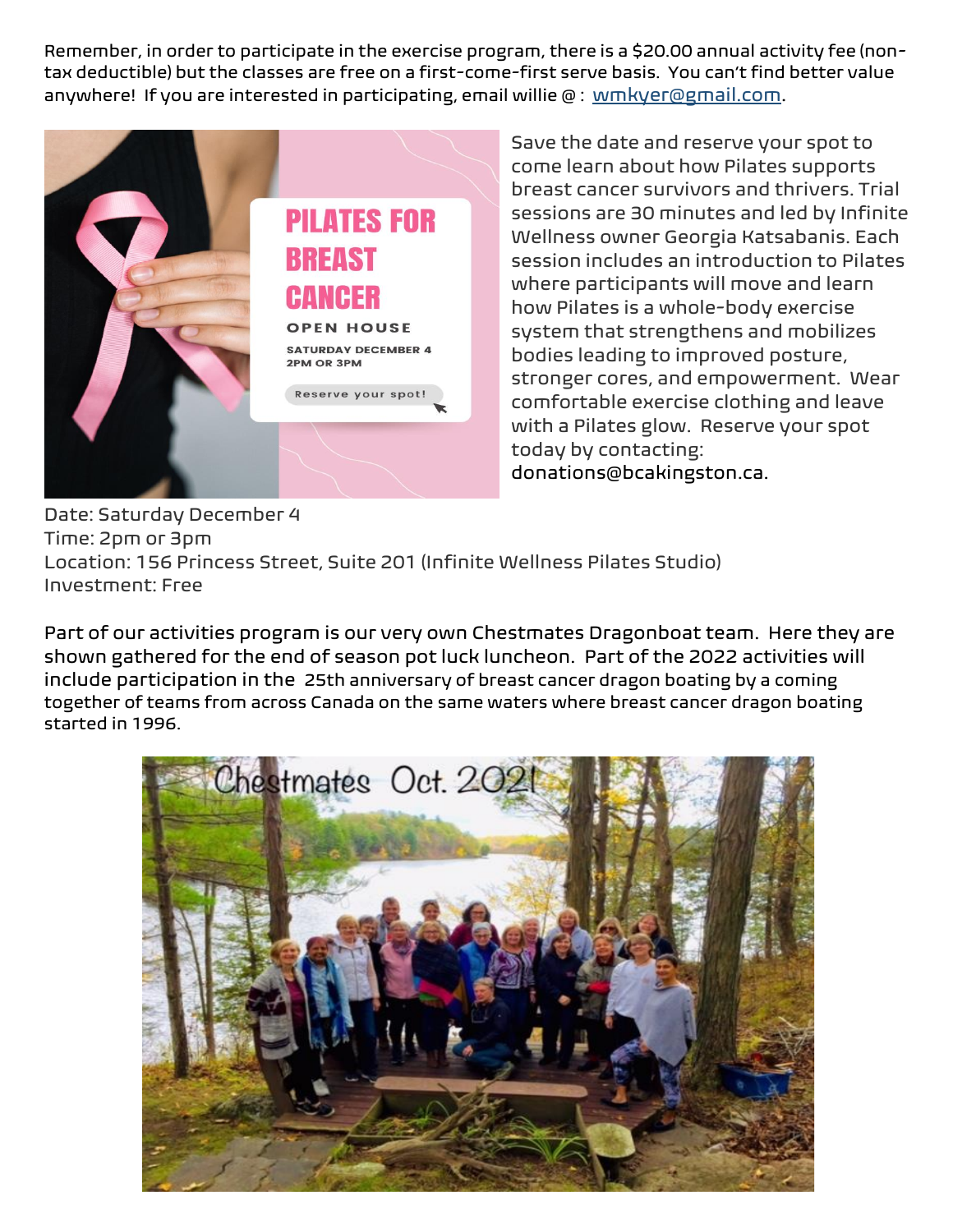Remember, in order to participate in the exercise program, there is a $20.00 annual activity fee (non-tax deductible) but the classes are free on a first-come-first serve basis. You can't find better value anywhere! If you are interested in participating, email willie @ : wmkyer@gmail.com.

PILATES FOR BREAST CANCER

OPEN HOUSE

SATURDAY DECEMBER 4
2PM OR 3PM

Reserve your spot!

Save the date and reserve your spot to come learn about how Pilates supports breast cancer survivors and thrivers. Trial sessions are 30 minutes and led by Infinite Wellness owner Georgia Katsabanis. Each session includes an introduction to Pilates where participants will move and learn how Pilates is a whole-body exercise system that strengthens and mobilizes bodies leading to improved posture, stronger cores, and empowerment. Wear comfortable exercise clothing and leave with a Pilates glow. Reserve your spot today by contacting: donations@bcakingston.ca.

Date: Saturday December 4
Time: 2pm or 3pm
Location: 156 Princess Street, Suite 201 (Infinite Wellness Pilates Studio)
Investment: Free

Part of our activities program is our very own Chestmates Dragonboat team. Here they are shown gathered for the end of season pot luck luncheon. Part of the 2022 activities will include participation in the 25th anniversary of breast cancer dragon boating by a coming together of teams from across Canada on the same waters where breast cancer dragon boating started in 1996.

Chestmates Oct. 2021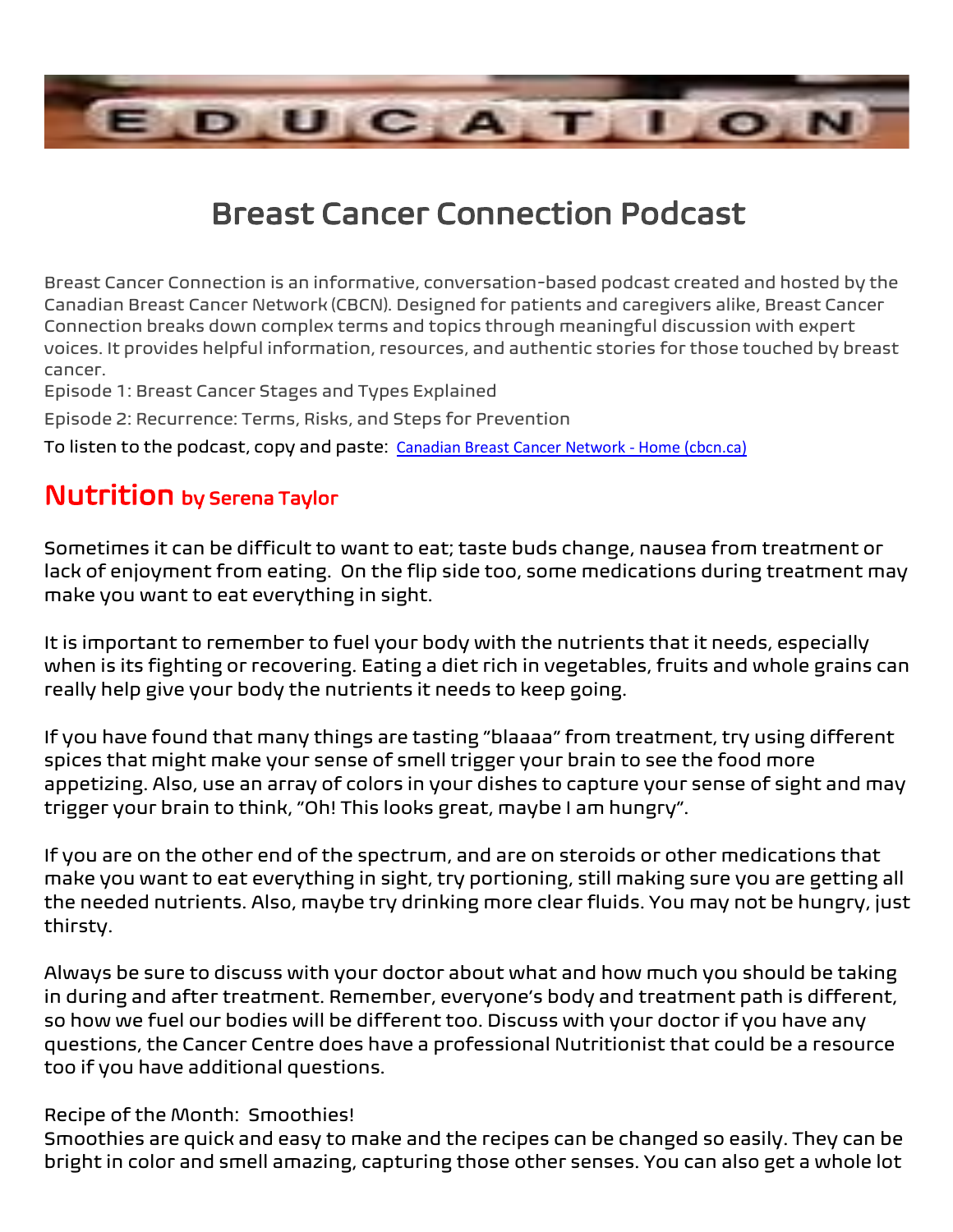# Breast Cancer Connection Podcast

Breast Cancer Connection is an informative, conversation-based podcast created and hosted by the Canadian Breast Cancer Network (CBCN). Designed for patients and caregivers alike, Breast Cancer Connection breaks down complex terms and topics through meaningful discussion with expert voices. It provides helpful information, resources, and authentic stories for those touched by breast cancer.

Episode 1: Breast Cancer Stages and Types Explained

Episode 2: Recurrence: Terms, Risks, and Steps for Prevention

To listen to the podcast, copy and paste: [Canadian Breast Cancer Network - Home (cbcn.ca)](cbcn.ca)

## Nutrition by Serena Taylor

Sometimes it can be difficult to want to eat; taste buds change, nausea from treatment or lack of enjoyment from eating. On the flip side too, some medications during treatment may make you want to eat everything in sight.

It is important to remember to fuel your body with the nutrients that it needs, especially when is its fighting or recovering. Eating a diet rich in vegetables, fruits and whole grains can really help give your body the nutrients it needs to keep going.

If you have found that many things are tasting "blaaaa" from treatment, try using different spices that might make your sense of smell trigger your brain to see the food more appetizing. Also, use an array of colors in your dishes to capture your sense of sight and may trigger your brain to think, "Oh! This looks great, maybe I am hungry".

If you are on the other end of the spectrum, and are on steroids or other medications that make you want to eat everything in sight, try portioning, still making sure you are getting all the needed nutrients. Also, maybe try drinking more clear fluids. You may not be hungry, just thirsty.

Always be sure to discuss with your doctor about what and how much you should be taking in during and after treatment. Remember, everyone's body and treatment path is different, so how we fuel our bodies will be different too. Discuss with your doctor if you have any questions, the Cancer Centre does have a professional Nutritionist that could be a resource too if you have additional questions.

Recipe of the Month: Smoothies!

Smoothies are quick and easy to make and the recipes can be changed so easily. They can be bright in color and smell amazing, capturing those other senses. You can also get a whole lot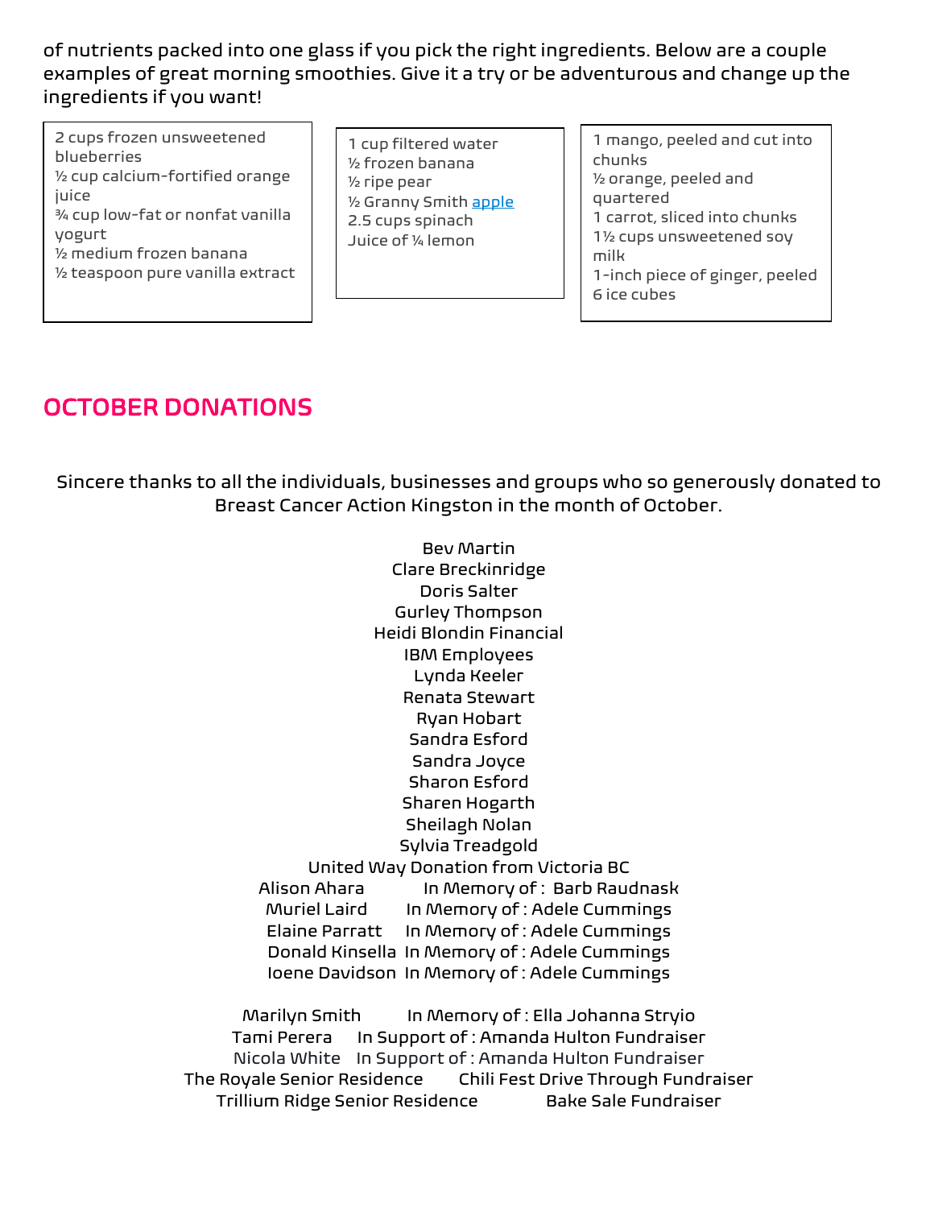of nutrients packed into one glass if you pick the right ingredients. Below are a couple examples of great morning smoothies. Give it a try or be adventurous and change up the ingredients if you want!

2 cups frozen unsweetened blueberries
½ cup calcium-fortified orange juice
¾ cup low-fat or nonfat vanilla yogurt
½ medium frozen banana
½ teaspoon pure vanilla extract

1 cup filtered water
½ frozen banana
½ ripe pear
½ Granny Smith apple
2.5 cups spinach
Juice of ¼ lemon

1 mango, peeled and cut into chunks
½ orange, peeled and quartered
1 carrot, sliced into chunks
1½ cups unsweetened soy milk
1-inch piece of ginger, peeled
6 ice cubes

## OCTOBER DONATIONS

Sincere thanks to all the individuals, businesses and groups who so generously donated to Breast Cancer Action Kingston in the month of October.

Bev Martin
Clare Breckinridge
Doris Salter
Gurley Thompson
Heidi Blondin Financial
IBM Employees
Lynda Keeler
Renata Stewart
Ryan Hobart
Sandra Esford
Sandra Joyce
Sharon Esford
Sharen Hogarth
Sheilagh Nolan
Sylvia Treadgold
United Way Donation from Victoria BC
Alison Ahara In Memory of : Barb Raudnask
Muriel Laird In Memory of : Adele Cummings
Elaine Parratt In Memory of : Adele Cummings
Donald Kinsella In Memory of : Adele Cummings
Ioene Davidson In Memory of : Adele Cummings

Marilyn Smith In Memory of : Ella Johanna Stryio
Tami Perera In Support of : Amanda Hulton Fundraiser
Nicola White In Support of : Amanda Hulton Fundraiser
The Royale Senior Residence Chili Fest Drive Through Fundraiser
Trillium Ridge Senior Residence Bake Sale Fundraiser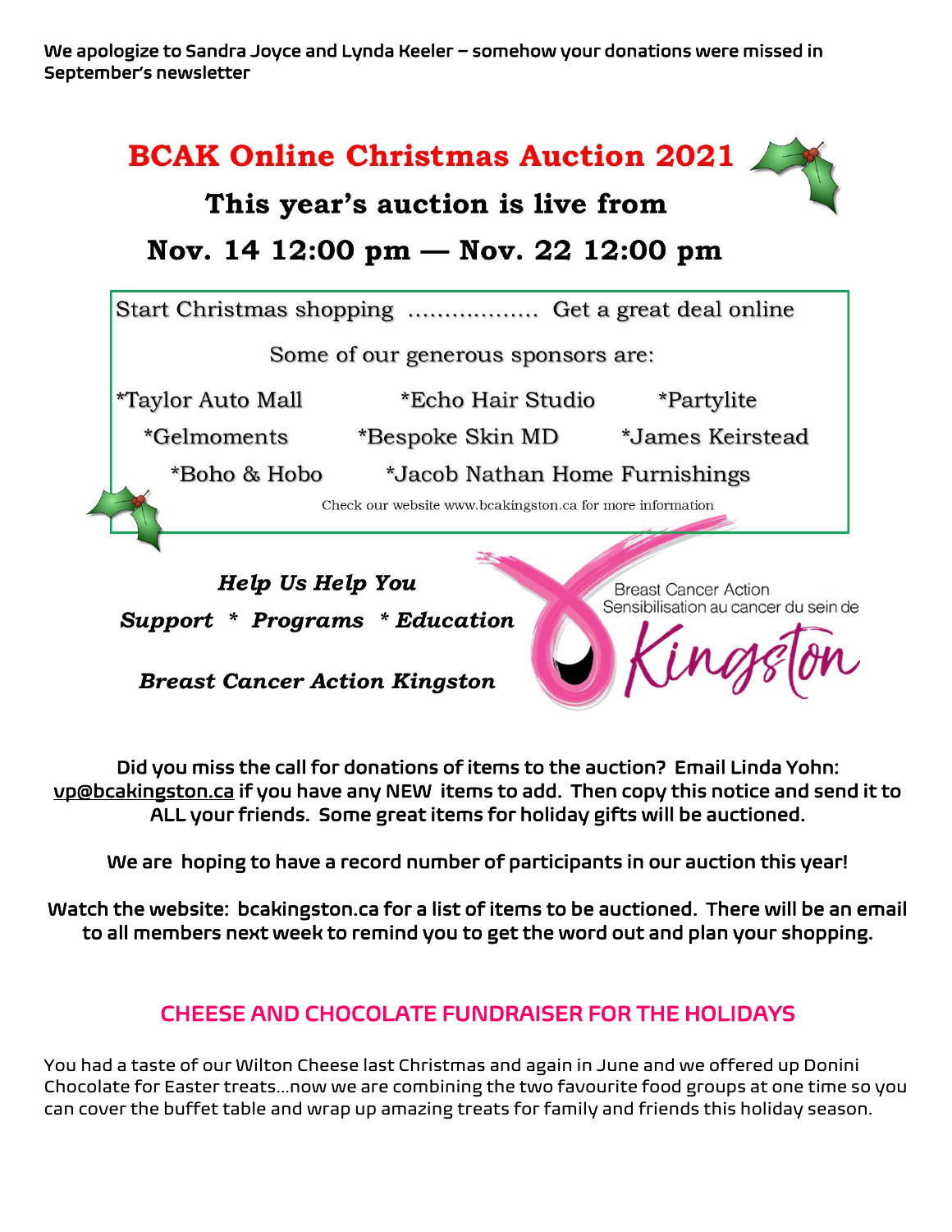**We apologize to Sandra Joyce and Lynda Keeler – somehow your donations were missed in September's newsletter**

# BCAK Online Christmas Auction 2021

## This year's auction is live from

## Nov. 14 12:00 pm — Nov. 22 12:00 pm

Start Christmas shopping .................. Get a great deal online

Some of our generous sponsors are:

*Taylor Auto Mall *Echo Hair Studio *Partylite

*Gelmoments *Bespoke Skin MD *James Keirstead

*Boho & Hobo *Jacob Nathan Home Furnishings

Check our website www.bcakingston.ca for more information

***Help Us Help You***

***Support * Programs * Education***

***Breast Cancer Action Kingston***

Breast Cancer Action
Sensibilisation au cancer du sein de
Kingston

**Did you miss the call for donations of items to the auction? Email Linda Yohn: vp@bcakingston.ca if you have any NEW items to add. Then copy this notice and send it to ALL your friends. Some great items for holiday gifts will be auctioned.**

**We are hoping to have a record number of participants in our auction this year!**

**Watch the website: bcakingston.ca for a list of items to be auctioned. There will be an email to all members next week to remind you to get the word out and plan your shopping.**

## CHEESE AND CHOCOLATE FUNDRAISER FOR THE HOLIDAYS

You had a taste of our Wilton Cheese last Christmas and again in June and we offered up Donini Chocolate for Easter treats…now we are combining the two favourite food groups at one time so you can cover the buffet table and wrap up amazing treats for family and friends this holiday season.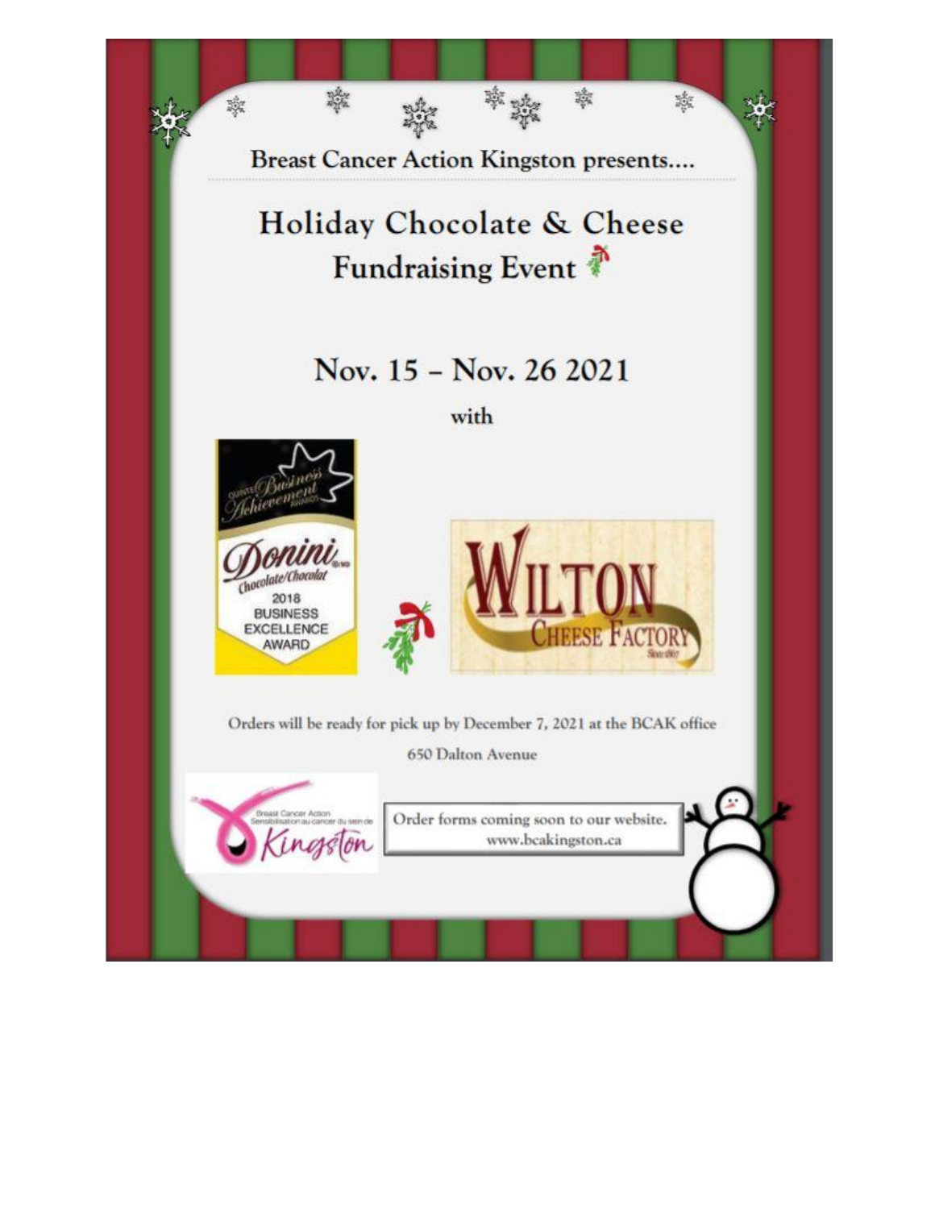Breast Cancer Action Kingston presents....

# Holiday Chocolate & Cheese Fundraising Event

## Nov. 15 – Nov. 26 2021

with

Donini Chocolate/Chocolat — 2018 Business Excellence Award

Wilton Cheese Factory

Orders will be ready for pick up by December 7, 2021 at the BCAK office

650 Dalton Avenue

Order forms coming soon to our website.
www.bcakingston.ca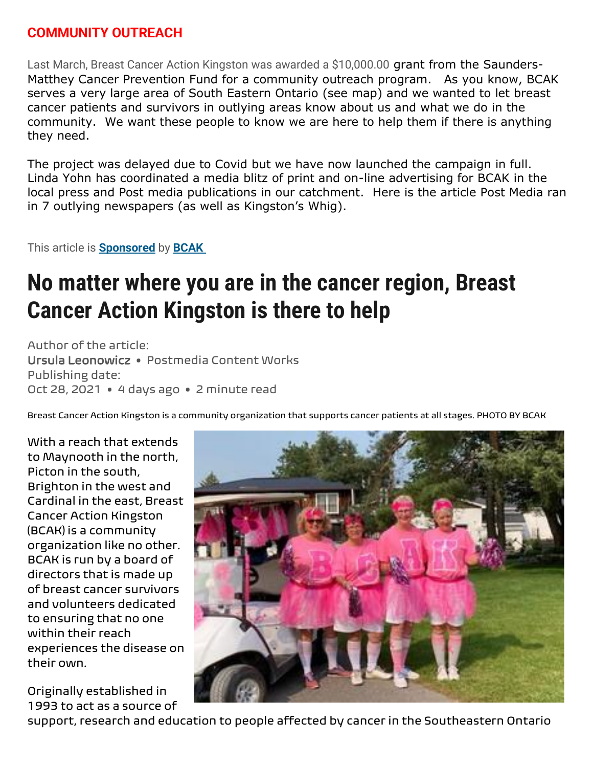## COMMUNITY OUTREACH

Last March, Breast Cancer Action Kingston was awarded a $10,000.00 grant from the Saunders-Matthey Cancer Prevention Fund for a community outreach program. As you know, BCAK serves a very large area of South Eastern Ontario (see map) and we wanted to let breast cancer patients and survivors in outlying areas know about us and what we do in the community. We want these people to know we are here to help them if there is anything they need.

The project was delayed due to Covid but we have now launched the campaign in full. Linda Yohn has coordinated a media blitz of print and on-line advertising for BCAK in the local press and Post media publications in our catchment. Here is the article Post Media ran in 7 outlying newspapers (as well as Kingston's Whig).

This article is **Sponsored** by **BCAK**

# No matter where you are in the cancer region, Breast Cancer Action Kingston is there to help

Author of the article:
**Ursula Leonowicz** • Postmedia Content Works
Publishing date:
Oct 28, 2021 • 4 days ago • 2 minute read

Breast Cancer Action Kingston is a community organization that supports cancer patients at all stages. PHOTO BY BCAK

With a reach that extends to Maynooth in the north, Picton in the south, Brighton in the west and Cardinal in the east, Breast Cancer Action Kingston (BCAK) is a community organization like no other. BCAK is run by a board of directors that is made up of breast cancer survivors and volunteers dedicated to ensuring that no one within their reach experiences the disease on their own.

Originally established in 1993 to act as a source of support, research and education to people affected by cancer in the Southeastern Ontario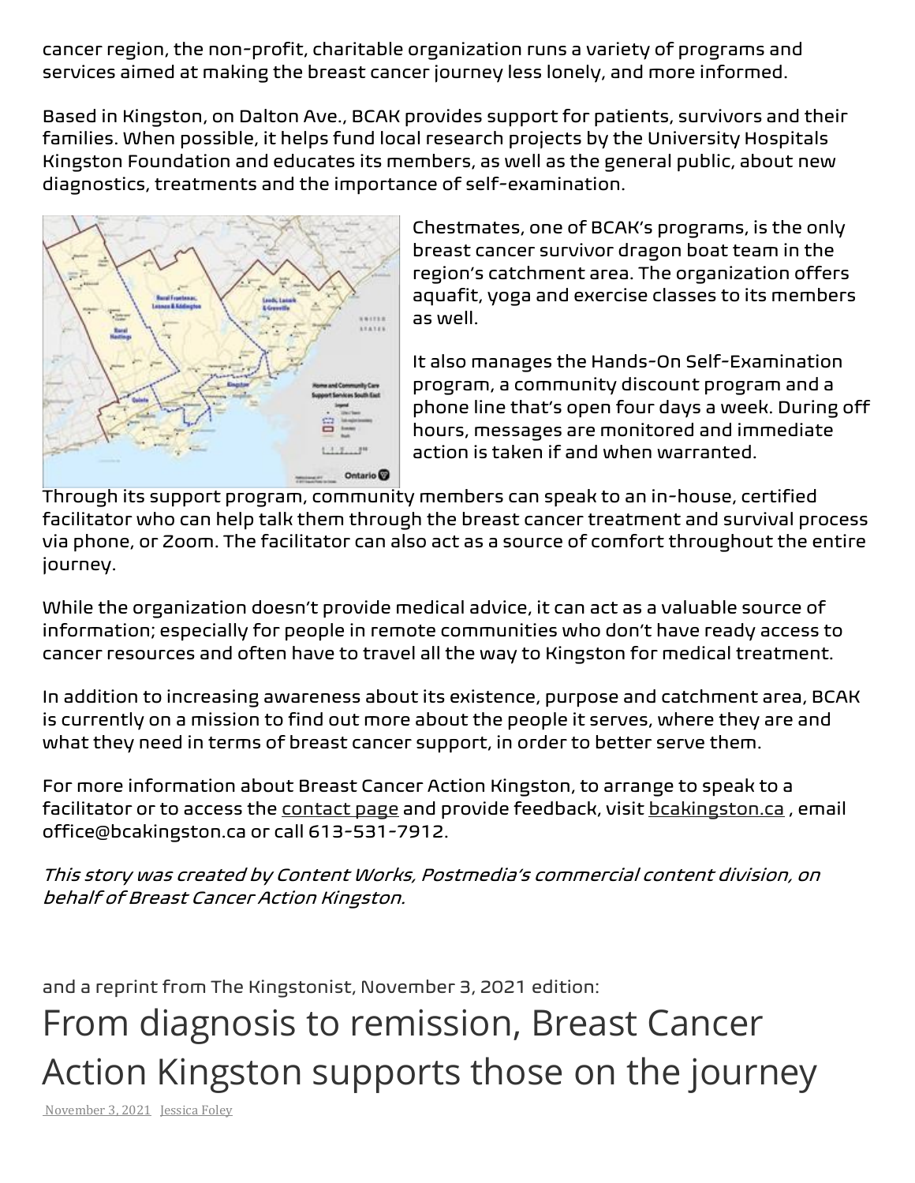cancer region, the non-profit, charitable organization runs a variety of programs and services aimed at making the breast cancer journey less lonely, and more informed.

Based in Kingston, on Dalton Ave., BCAK provides support for patients, survivors and their families. When possible, it helps fund local research projects by the University Hospitals Kingston Foundation and educates its members, as well as the general public, about new diagnostics, treatments and the importance of self-examination.

Chestmates, one of BCAK's programs, is the only breast cancer survivor dragon boat team in the region's catchment area. The organization offers aquafit, yoga and exercise classes to its members as well.

It also manages the Hands-On Self-Examination program, a community discount program and a phone line that's open four days a week. During off hours, messages are monitored and immediate action is taken if and when warranted.

Through its support program, community members can speak to an in-house, certified facilitator who can help talk them through the breast cancer treatment and survival process via phone, or Zoom. The facilitator can also act as a source of comfort throughout the entire journey.

While the organization doesn't provide medical advice, it can act as a valuable source of information; especially for people in remote communities who don't have ready access to cancer resources and often have to travel all the way to Kingston for medical treatment.

In addition to increasing awareness about its existence, purpose and catchment area, BCAK is currently on a mission to find out more about the people it serves, where they are and what they need in terms of breast cancer support, in order to better serve them.

For more information about Breast Cancer Action Kingston, to arrange to speak to a facilitator or to access the contact page and provide feedback, visit bcakingston.ca , email office@bcakingston.ca or call 613-531-7912.

*This story was created by Content Works, Postmedia's commercial content division, on behalf of Breast Cancer Action Kingston.*

and a reprint from The Kingstonist, November 3, 2021 edition:

# From diagnosis to remission, Breast Cancer Action Kingston supports those on the journey

November 3, 2021 Jessica Foley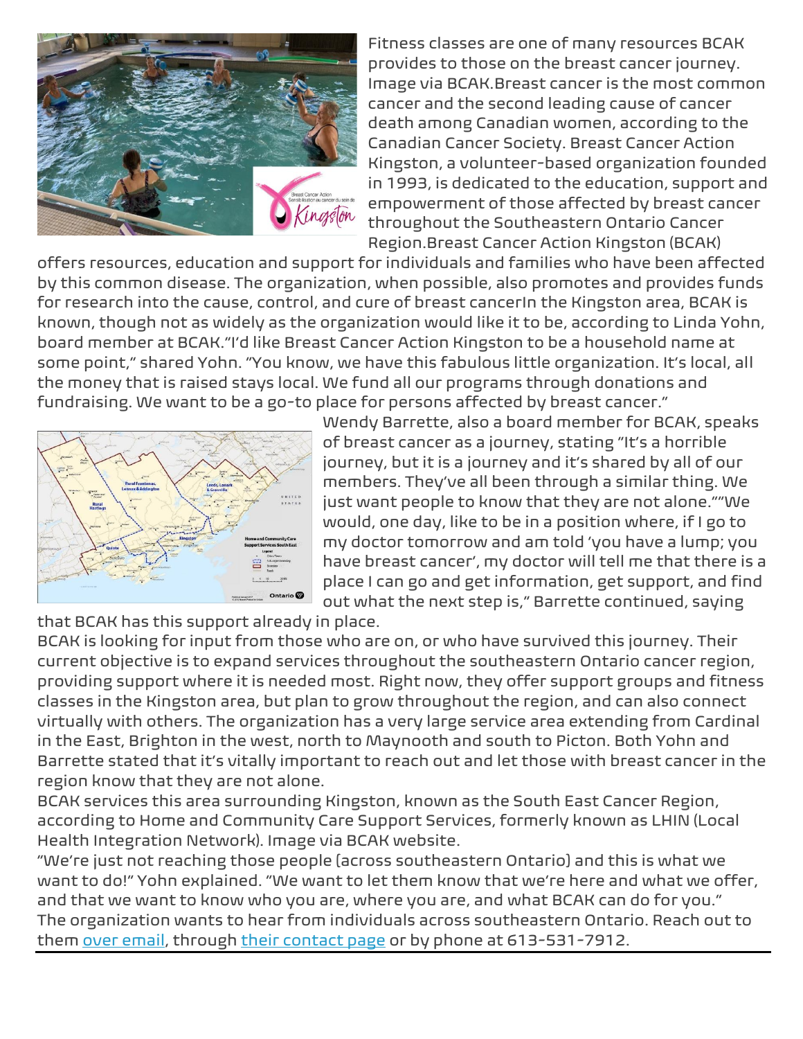Fitness classes are one of many resources BCAK provides to those on the breast cancer journey. Image via BCAK.Breast cancer is the most common cancer and the second leading cause of cancer death among Canadian women, according to the Canadian Cancer Society. Breast Cancer Action Kingston, a volunteer-based organization founded in 1993, is dedicated to the education, support and empowerment of those affected by breast cancer throughout the Southeastern Ontario Cancer Region.Breast Cancer Action Kingston (BCAK) offers resources, education and support for individuals and families who have been affected by this common disease. The organization, when possible, also promotes and provides funds for research into the cause, control, and cure of breast cancerIn the Kingston area, BCAK is known, though not as widely as the organization would like it to be, according to Linda Yohn, board member at BCAK."I'd like Breast Cancer Action Kingston to be a household name at some point," shared Yohn. "You know, we have this fabulous little organization. It's local, all the money that is raised stays local. We fund all our programs through donations and fundraising. We want to be a go-to place for persons affected by breast cancer."

Wendy Barrette, also a board member for BCAK, speaks of breast cancer as a journey, stating "It's a horrible journey, but it is a journey and it's shared by all of our members. They've all been through a similar thing. We just want people to know that they are not alone.""We would, one day, like to be in a position where, if I go to my doctor tomorrow and am told 'you have a lump; you have breast cancer', my doctor will tell me that there is a place I can go and get information, get support, and find out what the next step is," Barrette continued, saying that BCAK has this support already in place.

BCAK is looking for input from those who are on, or who have survived this journey. Their current objective is to expand services throughout the southeastern Ontario cancer region, providing support where it is needed most. Right now, they offer support groups and fitness classes in the Kingston area, but plan to grow throughout the region, and can also connect virtually with others. The organization has a very large service area extending from Cardinal in the East, Brighton in the west, north to Maynooth and south to Picton. Both Yohn and Barrette stated that it's vitally important to reach out and let those with breast cancer in the region know that they are not alone.

BCAK services this area surrounding Kingston, known as the South East Cancer Region, according to Home and Community Care Support Services, formerly known as LHIN (Local Health Integration Network). Image via BCAK website.

"We're just not reaching those people (across southeastern Ontario) and this is what we want to do!" Yohn explained. "We want to let them know that we're here and what we offer, and that we want to know who you are, where you are, and what BCAK can do for you."

The organization wants to hear from individuals across southeastern Ontario. Reach out to them over email, through their contact page or by phone at 613-531-7912.